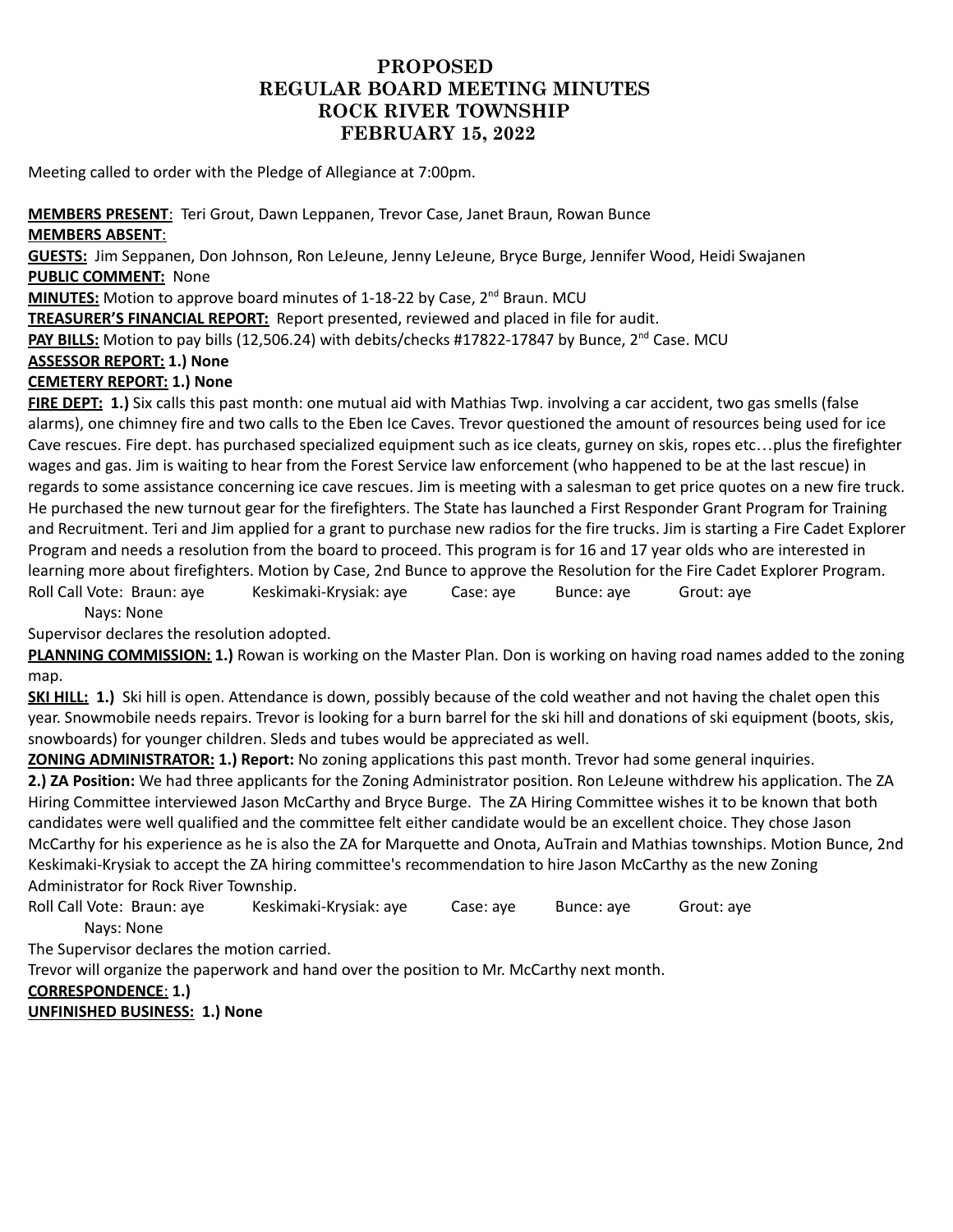# PROPOSED
# REGULAR BOARD MEETING MINUTES
# ROCK RIVER TOWNSHIP
# FEBRUARY 15, 2022

Meeting called to order with the Pledge of Allegiance at 7:00pm.

**MEMBERS PRESENT**: Teri Grout, Dawn Leppanen, Trevor Case, Janet Braun, Rowan Bunce
**MEMBERS ABSENT**:
**GUESTS:** Jim Seppanen, Don Johnson, Ron LeJeune, Jenny LeJeune, Bryce Burge, Jennifer Wood, Heidi Swajanen
**PUBLIC COMMENT:** None
**MINUTES:** Motion to approve board minutes of 1-18-22 by Case, 2nd Braun. MCU
**TREASURER'S FINANCIAL REPORT:** Report presented, reviewed and placed in file for audit.
**PAY BILLS:** Motion to pay bills (12,506.24) with debits/checks #17822-17847 by Bunce, 2nd Case. MCU
**ASSESSOR REPORT: 1.) None**
**CEMETERY REPORT: 1.) None**
**FIRE DEPT: 1.)** Six calls this past month: one mutual aid with Mathias Twp. involving a car accident, two gas smells (false alarms), one chimney fire and two calls to the Eben Ice Caves. Trevor questioned the amount of resources being used for ice Cave rescues. Fire dept. has purchased specialized equipment such as ice cleats, gurney on skis, ropes etc…plus the firefighter wages and gas. Jim is waiting to hear from the Forest Service law enforcement (who happened to be at the last rescue) in regards to some assistance concerning ice cave rescues. Jim is meeting with a salesman to get price quotes on a new fire truck. He purchased the new turnout gear for the firefighters. The State has launched a First Responder Grant Program for Training and Recruitment. Teri and Jim applied for a grant to purchase new radios for the fire trucks. Jim is starting a Fire Cadet Explorer Program and needs a resolution from the board to proceed. This program is for 16 and 17 year olds who are interested in learning more about firefighters. Motion by Case, 2nd Bunce to approve the Resolution for the Fire Cadet Explorer Program.
Roll Call Vote: Braun: aye Keskimaki-Krysiak: aye Case: aye Bunce: aye Grout: aye
Nays: None
Supervisor declares the resolution adopted.
**PLANNING COMMISSION: 1.)** Rowan is working on the Master Plan. Don is working on having road names added to the zoning map.
**SKI HILL: 1.)** Ski hill is open. Attendance is down, possibly because of the cold weather and not having the chalet open this year. Snowmobile needs repairs. Trevor is looking for a burn barrel for the ski hill and donations of ski equipment (boots, skis, snowboards) for younger children. Sleds and tubes would be appreciated as well.
**ZONING ADMINISTRATOR: 1.) Report:** No zoning applications this past month. Trevor had some general inquiries.
**2.) ZA Position:** We had three applicants for the Zoning Administrator position. Ron LeJeune withdrew his application. The ZA Hiring Committee interviewed Jason McCarthy and Bryce Burge. The ZA Hiring Committee wishes it to be known that both candidates were well qualified and the committee felt either candidate would be an excellent choice. They chose Jason McCarthy for his experience as he is also the ZA for Marquette and Onota, AuTrain and Mathias townships. Motion Bunce, 2nd Keskimaki-Krysiak to accept the ZA hiring committee's recommendation to hire Jason McCarthy as the new Zoning Administrator for Rock River Township.
Roll Call Vote: Braun: aye Keskimaki-Krysiak: aye Case: aye Bunce: aye Grout: aye
Nays: None
The Supervisor declares the motion carried.
Trevor will organize the paperwork and hand over the position to Mr. McCarthy next month.
**CORRESPONDENCE**: **1.)**
**UNFINISHED BUSINESS: 1.) None**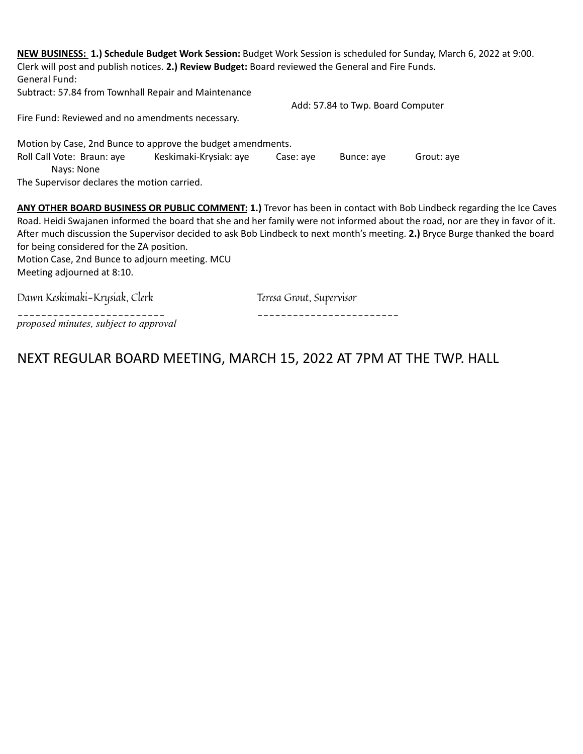**NEW BUSINESS: 1.) Schedule Budget Work Session:** Budget Work Session is scheduled for Sunday, March 6, 2022 at 9:00. Clerk will post and publish notices. **2.) Review Budget:** Board reviewed the General and Fire Funds.

General Fund:

Subtract: 57.84 from Townhall Repair and Maintenance

Add: 57.84 to Twp. Board Computer

Fire Fund: Reviewed and no amendments necessary.

Motion by Case, 2nd Bunce to approve the budget amendments.

Roll Call Vote: Braun: aye Keskimaki-Krysiak: aye Case: aye Bunce: aye Grout: aye

Nays: None

The Supervisor declares the motion carried.

**ANY OTHER BOARD BUSINESS OR PUBLIC COMMENT: 1.)** Trevor has been in contact with Bob Lindbeck regarding the Ice Caves Road. Heidi Swajanen informed the board that she and her family were not informed about the road, nor are they in favor of it. After much discussion the Supervisor decided to ask Bob Lindbeck to next month's meeting. **2.)** Bryce Burge thanked the board for being considered for the ZA position.

Motion Case, 2nd Bunce to adjourn meeting. MCU

Meeting adjourned at 8:10.

Dawn Keskimaki-Krysiak, Clerk

_________________________

*proposed minutes, subject to approval*

Teresa Grout, Supervisor

_________________________

NEXT REGULAR BOARD MEETING, MARCH 15, 2022 AT 7PM AT THE TWP. HALL